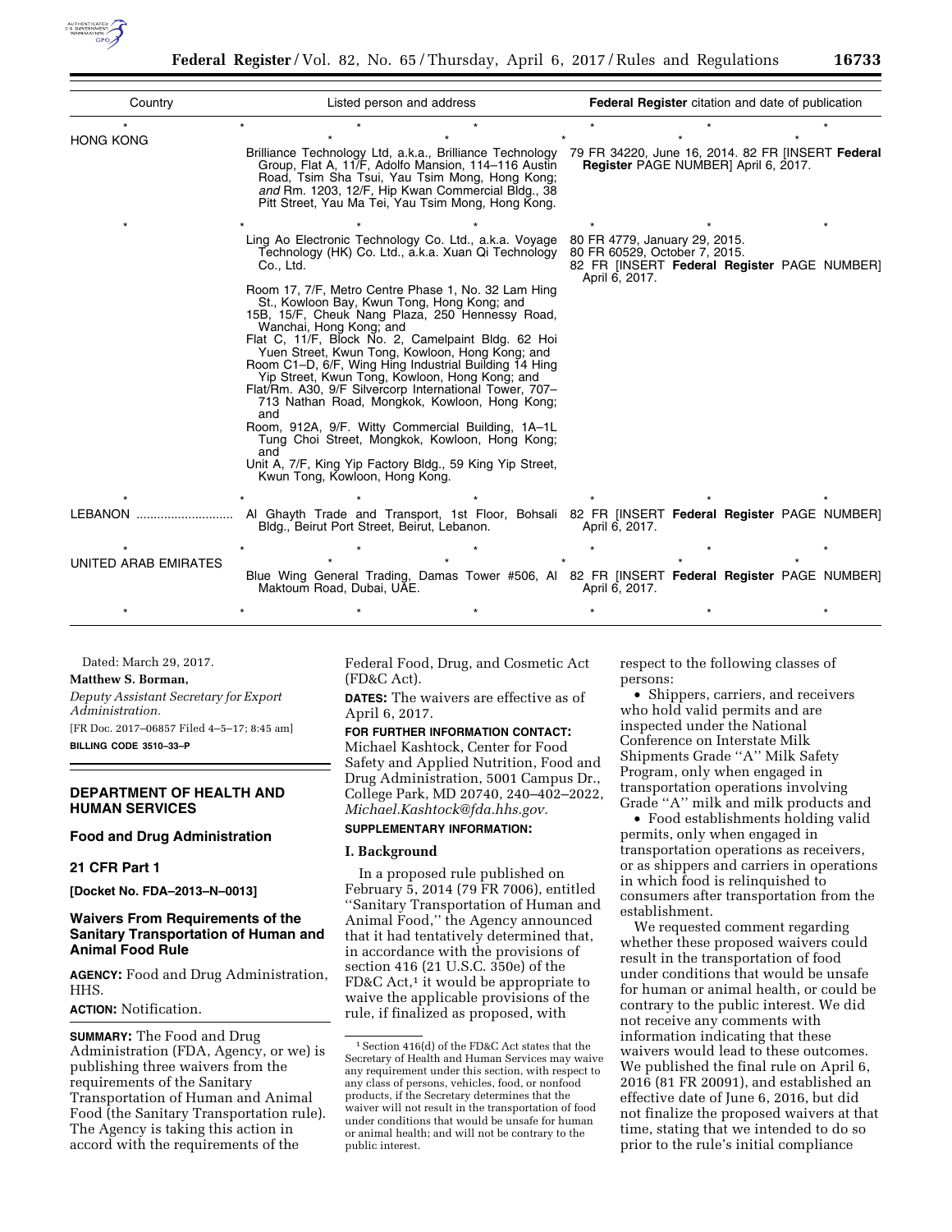| Country | Listed person and address | **Federal Register** citation and date of publication |
|---|---|---|
| * | * * * * | * * * |
| HONG KONG | Brilliance Technology Ltd, a.k.a., Brilliance Technology Group, Flat A, 11/F, Adolfo Mansion, 114–116 Austin Road, Tsim Sha Tsui, Yau Tsim Mong, Hong Kong; *and* Rm. 1203, 12/F, Hip Kwan Commercial Bldg., 38 Pitt Street, Yau Ma Tei, Yau Tsim Mong, Hong Kong. | 79 FR 34220, June 16, 2014. 82 FR [INSERT **Federal Register** PAGE NUMBER] April 6, 2017. |
| * | * * * * | * * * |
| | Ling Ao Electronic Technology Co. Ltd., a.k.a. Voyage Technology (HK) Co. Ltd., a.k.a. Xuan Qi Technology Co., Ltd. Room 17, 7/F, Metro Centre Phase 1, No. 32 Lam Hing St., Kowloon Bay, Kwun Tong, Hong Kong; and 15B, 15/F, Cheuk Nang Plaza, 250 Hennessy Road, Wanchai, Hong Kong; and Flat C, 11/F, Block No. 2, Camelpaint Bldg. 62 Hoi Yuen Street, Kwun Tong, Kowloon, Hong Kong; and Room C1–D, 6/F, Wing Hing Industrial Building 14 Hing Yip Street, Kwun Tong, Kowloon, Hong Kong; and Flat/Rm. A30, 9/F Silvercorp International Tower, 707–713 Nathan Road, Mongkok, Kowloon, Hong Kong; and Room, 912A, 9/F. Witty Commercial Building, 1A–1L Tung Choi Street, Mongkok, Kowloon, Hong Kong; and Unit A, 7/F, King Yip Factory Bldg., 59 King Yip Street, Kwun Tong, Kowloon, Hong Kong. | 80 FR 4779, January 29, 2015. 80 FR 60529, October 7, 2015. 82 FR [INSERT **Federal Register** PAGE NUMBER] April 6, 2017. |
| * | * * * * | * * * |
| LEBANON | Al Ghayth Trade and Transport, 1st Floor, Bohsali Bldg., Beirut Port Street, Beirut, Lebanon. | 82 FR [INSERT **Federal Register** PAGE NUMBER] April 6, 2017. |
| * | * * * * | * * * |
| UNITED ARAB EMIRATES | Blue Wing General Trading, Damas Tower #506, Al Maktoum Road, Dubai, UAE. | 82 FR [INSERT **Federal Register** PAGE NUMBER] April 6, 2017. |
| * | * * * * | * * * |

Dated: March 29, 2017.

**Matthew S. Borman,**

*Deputy Assistant Secretary for Export Administration.*

[FR Doc. 2017–06857 Filed 4–5–17; 8:45 am]

**BILLING CODE 3510–33–P**

## DEPARTMENT OF HEALTH AND HUMAN SERVICES

### Food and Drug Administration

### 21 CFR Part 1

**[Docket No. FDA–2013–N–0013]**

### Waivers From Requirements of the Sanitary Transportation of Human and Animal Food Rule

**AGENCY:** Food and Drug Administration, HHS.

**ACTION:** Notification.

**SUMMARY:** The Food and Drug Administration (FDA, Agency, or we) is publishing three waivers from the requirements of the Sanitary Transportation of Human and Animal Food (the Sanitary Transportation rule). The Agency is taking this action in accord with the requirements of the Federal Food, Drug, and Cosmetic Act (FD&C Act).

**DATES:** The waivers are effective as of April 6, 2017.

**FOR FURTHER INFORMATION CONTACT:** Michael Kashtock, Center for Food Safety and Applied Nutrition, Food and Drug Administration, 5001 Campus Dr., College Park, MD 20740, 240–402–2022, *Michael.Kashtock@fda.hhs.gov.*

**SUPPLEMENTARY INFORMATION:**

#### I. Background

In a proposed rule published on February 5, 2014 (79 FR 7006), entitled ''Sanitary Transportation of Human and Animal Food,'' the Agency announced that it had tentatively determined that, in accordance with the provisions of section 416 (21 U.S.C. 350e) of the FD&C Act,[1] it would be appropriate to waive the applicable provisions of the rule, if finalized as proposed, with respect to the following classes of persons:

- Shippers, carriers, and receivers who hold valid permits and are inspected under the National Conference on Interstate Milk Shipments Grade ''A'' Milk Safety Program, only when engaged in transportation operations involving Grade ''A'' milk and milk products and
- Food establishments holding valid permits, only when engaged in transportation operations as receivers, or as shippers and carriers in operations in which food is relinquished to consumers after transportation from the establishment.

We requested comment regarding whether these proposed waivers could result in the transportation of food under conditions that would be unsafe for human or animal health, or could be contrary to the public interest. We did not receive any comments with information indicating that these waivers would lead to these outcomes. We published the final rule on April 6, 2016 (81 FR 20091), and established an effective date of June 6, 2016, but did not finalize the proposed waivers at that time, stating that we intended to do so prior to the rule's initial compliance

[1] Section 416(d) of the FD&C Act states that the Secretary of Health and Human Services may waive any requirement under this section, with respect to any class of persons, vehicles, food, or nonfood products, if the Secretary determines that the waiver will not result in the transportation of food under conditions that would be unsafe for human or animal health; and will not be contrary to the public interest.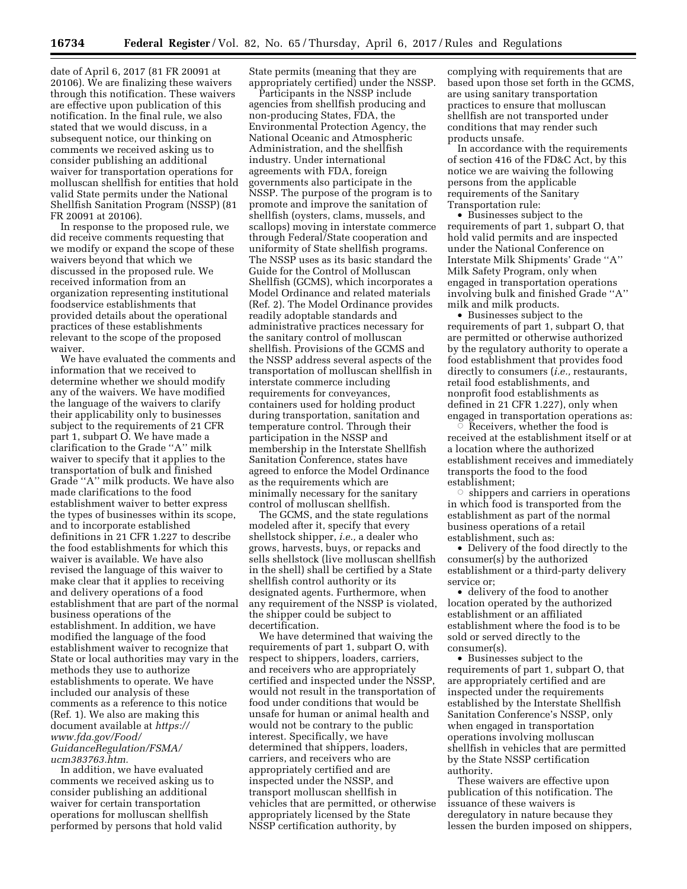date of April 6, 2017 (81 FR 20091 at 20106). We are finalizing these waivers through this notification. These waivers are effective upon publication of this notification. In the final rule, we also stated that we would discuss, in a subsequent notice, our thinking on comments we received asking us to consider publishing an additional waiver for transportation operations for molluscan shellfish for entities that hold valid State permits under the National Shellfish Sanitation Program (NSSP) (81 FR 20091 at 20106).

In response to the proposed rule, we did receive comments requesting that we modify or expand the scope of these waivers beyond that which we discussed in the proposed rule. We received information from an organization representing institutional foodservice establishments that provided details about the operational practices of these establishments relevant to the scope of the proposed waiver.

We have evaluated the comments and information that we received to determine whether we should modify any of the waivers. We have modified the language of the waivers to clarify their applicability only to businesses subject to the requirements of 21 CFR part 1, subpart O. We have made a clarification to the Grade "A" milk waiver to specify that it applies to the transportation of bulk and finished Grade "A" milk products. We have also made clarifications to the food establishment waiver to better express the types of businesses within its scope, and to incorporate established definitions in 21 CFR 1.227 to describe the food establishments for which this waiver is available. We have also revised the language of this waiver to make clear that it applies to receiving and delivery operations of a food establishment that are part of the normal business operations of the establishment. In addition, we have modified the language of the food establishment waiver to recognize that State or local authorities may vary in the methods they use to authorize establishments to operate. We have included our analysis of these comments as a reference to this notice (Ref. 1). We also are making this document available at *https://www.fda.gov/Food/GuidanceRegulation/FSMA/ucm383763.htm.*

In addition, we have evaluated comments we received asking us to consider publishing an additional waiver for certain transportation operations for molluscan shellfish performed by persons that hold valid State permits (meaning that they are appropriately certified) under the NSSP.

Participants in the NSSP include agencies from shellfish producing and non-producing States, FDA, the Environmental Protection Agency, the National Oceanic and Atmospheric Administration, and the shellfish industry. Under international agreements with FDA, foreign governments also participate in the NSSP. The purpose of the program is to promote and improve the sanitation of shellfish (oysters, clams, mussels, and scallops) moving in interstate commerce through Federal/State cooperation and uniformity of State shellfish programs. The NSSP uses as its basic standard the Guide for the Control of Molluscan Shellfish (GCMS), which incorporates a Model Ordinance and related materials (Ref. 2). The Model Ordinance provides readily adoptable standards and administrative practices necessary for the sanitary control of molluscan shellfish. Provisions of the GCMS and the NSSP address several aspects of the transportation of molluscan shellfish in interstate commerce including requirements for conveyances, containers used for holding product during transportation, sanitation and temperature control. Through their participation in the NSSP and membership in the Interstate Shellfish Sanitation Conference, states have agreed to enforce the Model Ordinance as the requirements which are minimally necessary for the sanitary control of molluscan shellfish.

The GCMS, and the state regulations modeled after it, specify that every shellstock shipper, *i.e.,* a dealer who grows, harvests, buys, or repacks and sells shellstock (live molluscan shellfish in the shell) shall be certified by a State shellfish control authority or its designated agents. Furthermore, when any requirement of the NSSP is violated, the shipper could be subject to decertification.

We have determined that waiving the requirements of part 1, subpart O, with respect to shippers, loaders, carriers, and receivers who are appropriately certified and inspected under the NSSP, would not result in the transportation of food under conditions that would be unsafe for human or animal health and would not be contrary to the public interest. Specifically, we have determined that shippers, loaders, carriers, and receivers who are appropriately certified and are inspected under the NSSP, and transport molluscan shellfish in vehicles that are permitted, or otherwise appropriately licensed by the State NSSP certification authority, by complying with requirements that are based upon those set forth in the GCMS, are using sanitary transportation practices to ensure that molluscan shellfish are not transported under conditions that may render such products unsafe.

In accordance with the requirements of section 416 of the FD&C Act, by this notice we are waiving the following persons from the applicable requirements of the Sanitary Transportation rule:

- Businesses subject to the requirements of part 1, subpart O, that hold valid permits and are inspected under the National Conference on Interstate Milk Shipments' Grade "A" Milk Safety Program, only when engaged in transportation operations involving bulk and finished Grade "A" milk and milk products.
- Businesses subject to the requirements of part 1, subpart O, that are permitted or otherwise authorized by the regulatory authority to operate a food establishment that provides food directly to consumers (*i.e.,* restaurants, retail food establishments, and nonprofit food establishments as defined in 21 CFR 1.227), only when engaged in transportation operations as:
  - Receivers, whether the food is received at the establishment itself or at a location where the authorized establishment receives and immediately transports the food to the food establishment;
  - shippers and carriers in operations in which food is transported from the establishment as part of the normal business operations of a retail establishment, such as:
    - Delivery of the food directly to the consumer(s) by the authorized establishment or a third-party delivery service or;
    - delivery of the food to another location operated by the authorized establishment or an affiliated establishment where the food is to be sold or served directly to the consumer(s).
- Businesses subject to the requirements of part 1, subpart O, that are appropriately certified and are inspected under the requirements established by the Interstate Shellfish Sanitation Conference's NSSP, only when engaged in transportation operations involving molluscan shellfish in vehicles that are permitted by the State NSSP certification authority.

These waivers are effective upon publication of this notification. The issuance of these waivers is deregulatory in nature because they lessen the burden imposed on shippers,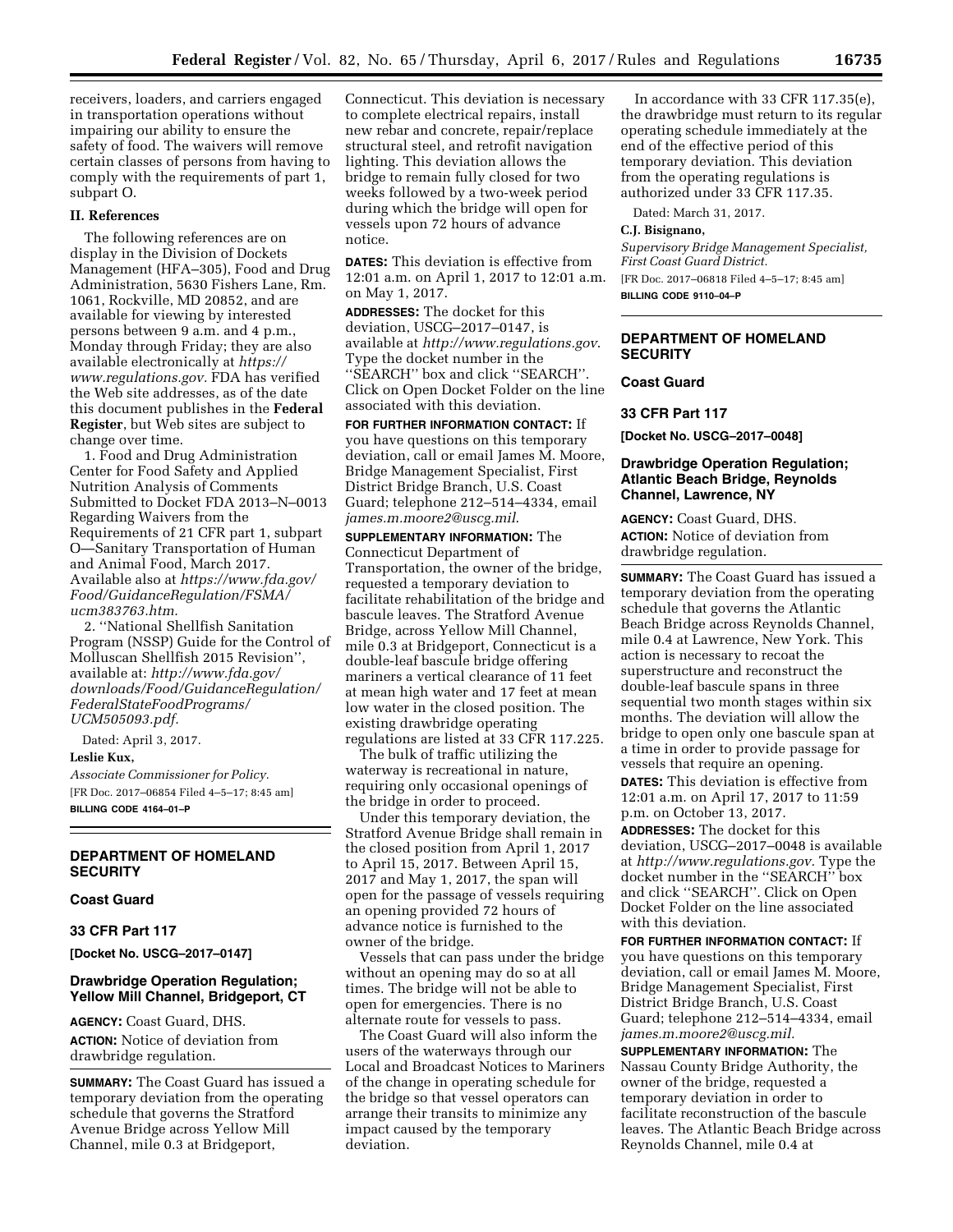receivers, loaders, and carriers engaged in transportation operations without impairing our ability to ensure the safety of food. The waivers will remove certain classes of persons from having to comply with the requirements of part 1, subpart O.

## II. References

The following references are on display in the Division of Dockets Management (HFA–305), Food and Drug Administration, 5630 Fishers Lane, Rm. 1061, Rockville, MD 20852, and are available for viewing by interested persons between 9 a.m. and 4 p.m., Monday through Friday; they are also available electronically at *https://www.regulations.gov.* FDA has verified the Web site addresses, as of the date this document publishes in the **Federal Register**, but Web sites are subject to change over time.

1. Food and Drug Administration Center for Food Safety and Applied Nutrition Analysis of Comments Submitted to Docket FDA 2013–N–0013 Regarding Waivers from the Requirements of 21 CFR part 1, subpart O—Sanitary Transportation of Human and Animal Food, March 2017. Available also at *https://www.fda.gov/Food/GuidanceRegulation/FSMA/ucm383763.htm.*

2. ''National Shellfish Sanitation Program (NSSP) Guide for the Control of Molluscan Shellfish 2015 Revision'', available at: *http://www.fda.gov/downloads/Food/GuidanceRegulation/FederalStateFoodPrograms/UCM505093.pdf.*

Dated: April 3, 2017.

**Leslie Kux,**

*Associate Commissioner for Policy.*

[FR Doc. 2017–06854 Filed 4–5–17; 8:45 am]

**BILLING CODE 4164–01–P**

---

# DEPARTMENT OF HOMELAND SECURITY

## Coast Guard

## 33 CFR Part 117

**[Docket No. USCG–2017–0147]**

## Drawbridge Operation Regulation; Yellow Mill Channel, Bridgeport, CT

**AGENCY:** Coast Guard, DHS.

**ACTION:** Notice of deviation from drawbridge regulation.

**SUMMARY:** The Coast Guard has issued a temporary deviation from the operating schedule that governs the Stratford Avenue Bridge across Yellow Mill Channel, mile 0.3 at Bridgeport, Connecticut. This deviation is necessary to complete electrical repairs, install new rebar and concrete, repair/replace structural steel, and retrofit navigation lighting. This deviation allows the bridge to remain fully closed for two weeks followed by a two-week period during which the bridge will open for vessels upon 72 hours of advance notice.

**DATES:** This deviation is effective from 12:01 a.m. on April 1, 2017 to 12:01 a.m. on May 1, 2017.

**ADDRESSES:** The docket for this deviation, USCG–2017–0147, is available at *http://www.regulations.gov.* Type the docket number in the ''SEARCH'' box and click ''SEARCH''. Click on Open Docket Folder on the line associated with this deviation.

**FOR FURTHER INFORMATION CONTACT:** If you have questions on this temporary deviation, call or email James M. Moore, Bridge Management Specialist, First District Bridge Branch, U.S. Coast Guard; telephone 212–514–4334, email *james.m.moore2@uscg.mil.*

**SUPPLEMENTARY INFORMATION:** The Connecticut Department of Transportation, the owner of the bridge, requested a temporary deviation to facilitate rehabilitation of the bridge and bascule leaves. The Stratford Avenue Bridge, across Yellow Mill Channel, mile 0.3 at Bridgeport, Connecticut is a double-leaf bascule bridge offering mariners a vertical clearance of 11 feet at mean high water and 17 feet at mean low water in the closed position. The existing drawbridge operating regulations are listed at 33 CFR 117.225.

The bulk of traffic utilizing the waterway is recreational in nature, requiring only occasional openings of the bridge in order to proceed.

Under this temporary deviation, the Stratford Avenue Bridge shall remain in the closed position from April 1, 2017 to April 15, 2017. Between April 15, 2017 and May 1, 2017, the span will open for the passage of vessels requiring an opening provided 72 hours of advance notice is furnished to the owner of the bridge.

Vessels that can pass under the bridge without an opening may do so at all times. The bridge will not be able to open for emergencies. There is no alternate route for vessels to pass.

The Coast Guard will also inform the users of the waterways through our Local and Broadcast Notices to Mariners of the change in operating schedule for the bridge so that vessel operators can arrange their transits to minimize any impact caused by the temporary deviation.

In accordance with 33 CFR 117.35(e), the drawbridge must return to its regular operating schedule immediately at the end of the effective period of this temporary deviation. This deviation from the operating regulations is authorized under 33 CFR 117.35.

Dated: March 31, 2017.

**C.J. Bisignano,**

*Supervisory Bridge Management Specialist, First Coast Guard District.*

[FR Doc. 2017–06818 Filed 4–5–17; 8:45 am]

**BILLING CODE 9110–04–P**

---

# DEPARTMENT OF HOMELAND SECURITY

## Coast Guard

## 33 CFR Part 117

**[Docket No. USCG–2017–0048]**

## Drawbridge Operation Regulation; Atlantic Beach Bridge, Reynolds Channel, Lawrence, NY

**AGENCY:** Coast Guard, DHS.

**ACTION:** Notice of deviation from drawbridge regulation.

**SUMMARY:** The Coast Guard has issued a temporary deviation from the operating schedule that governs the Atlantic Beach Bridge across Reynolds Channel, mile 0.4 at Lawrence, New York. This action is necessary to recoat the superstructure and reconstruct the double-leaf bascule spans in three sequential two month stages within six months. The deviation will allow the bridge to open only one bascule span at a time in order to provide passage for vessels that require an opening.

**DATES:** This deviation is effective from 12:01 a.m. on April 17, 2017 to 11:59 p.m. on October 13, 2017.

**ADDRESSES:** The docket for this deviation, USCG–2017–0048 is available at *http://www.regulations.gov.* Type the docket number in the ''SEARCH'' box and click ''SEARCH''. Click on Open Docket Folder on the line associated with this deviation.

**FOR FURTHER INFORMATION CONTACT:** If you have questions on this temporary deviation, call or email James M. Moore, Bridge Management Specialist, First District Bridge Branch, U.S. Coast Guard; telephone 212–514–4334, email *james.m.moore2@uscg.mil.*

**SUPPLEMENTARY INFORMATION:** The Nassau County Bridge Authority, the owner of the bridge, requested a temporary deviation in order to facilitate reconstruction of the bascule leaves. The Atlantic Beach Bridge across Reynolds Channel, mile 0.4 at